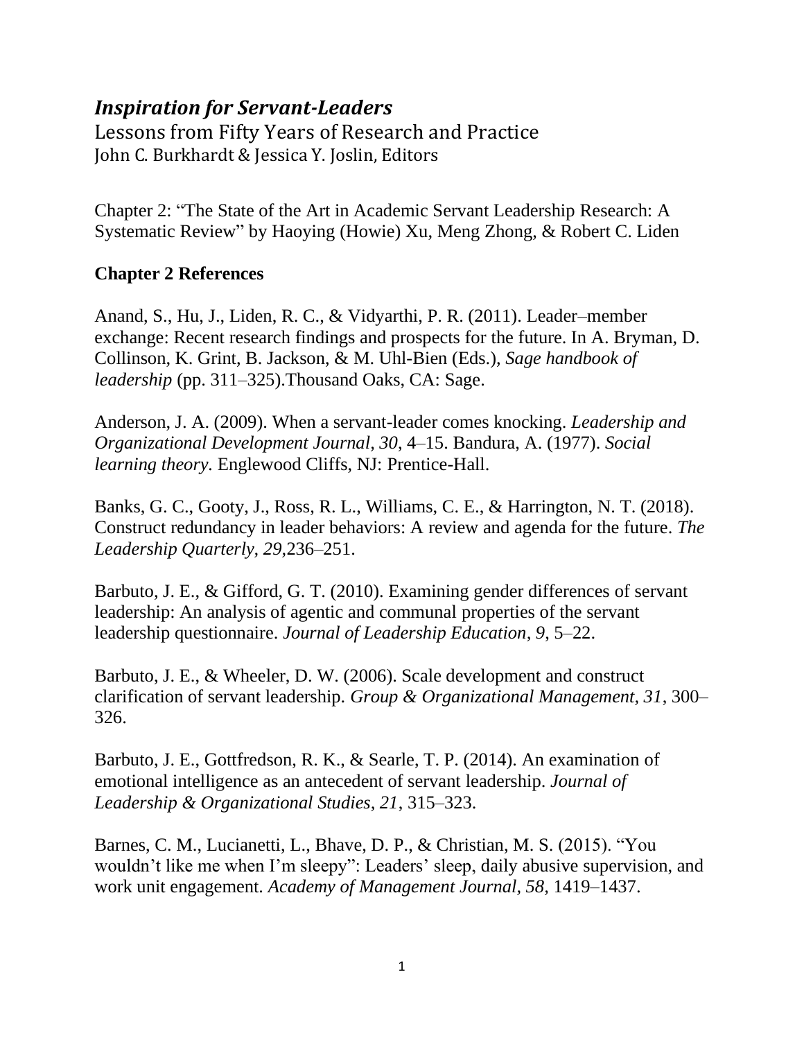# *Inspiration for Servant-Leaders*

Lessons from Fifty Years of Research and Practice
John C. Burkhardt & Jessica Y. Joslin, Editors

Chapter 2: "The State of the Art in Academic Servant Leadership Research: A Systematic Review" by Haoying (Howie) Xu, Meng Zhong, & Robert C. Liden

## Chapter 2 References

Anand, S., Hu, J., Liden, R. C., & Vidyarthi, P. R. (2011). Leader–member exchange: Recent research findings and prospects for the future. In A. Bryman, D. Collinson, K. Grint, B. Jackson, & M. Uhl-Bien (Eds.), *Sage handbook of leadership* (pp. 311–325).Thousand Oaks, CA: Sage.

Anderson, J. A. (2009). When a servant-leader comes knocking. *Leadership and Organizational Development Journal, 30*, 4–15. Bandura, A. (1977). *Social learning theory*. Englewood Cliffs, NJ: Prentice-Hall.

Banks, G. C., Gooty, J., Ross, R. L., Williams, C. E., & Harrington, N. T. (2018). Construct redundancy in leader behaviors: A review and agenda for the future. *The Leadership Quarterly, 29*,236–251.

Barbuto, J. E., & Gifford, G. T. (2010). Examining gender differences of servant leadership: An analysis of agentic and communal properties of the servant leadership questionnaire. *Journal of Leadership Education, 9*, 5–22.

Barbuto, J. E., & Wheeler, D. W. (2006). Scale development and construct clarification of servant leadership. *Group & Organizational Management, 31*, 300–326.

Barbuto, J. E., Gottfredson, R. K., & Searle, T. P. (2014). An examination of emotional intelligence as an antecedent of servant leadership. *Journal of Leadership & Organizational Studies, 21*, 315–323.

Barnes, C. M., Lucianetti, L., Bhave, D. P., & Christian, M. S. (2015). "You wouldn't like me when I'm sleepy": Leaders' sleep, daily abusive supervision, and work unit engagement. *Academy of Management Journal, 58,* 1419–1437.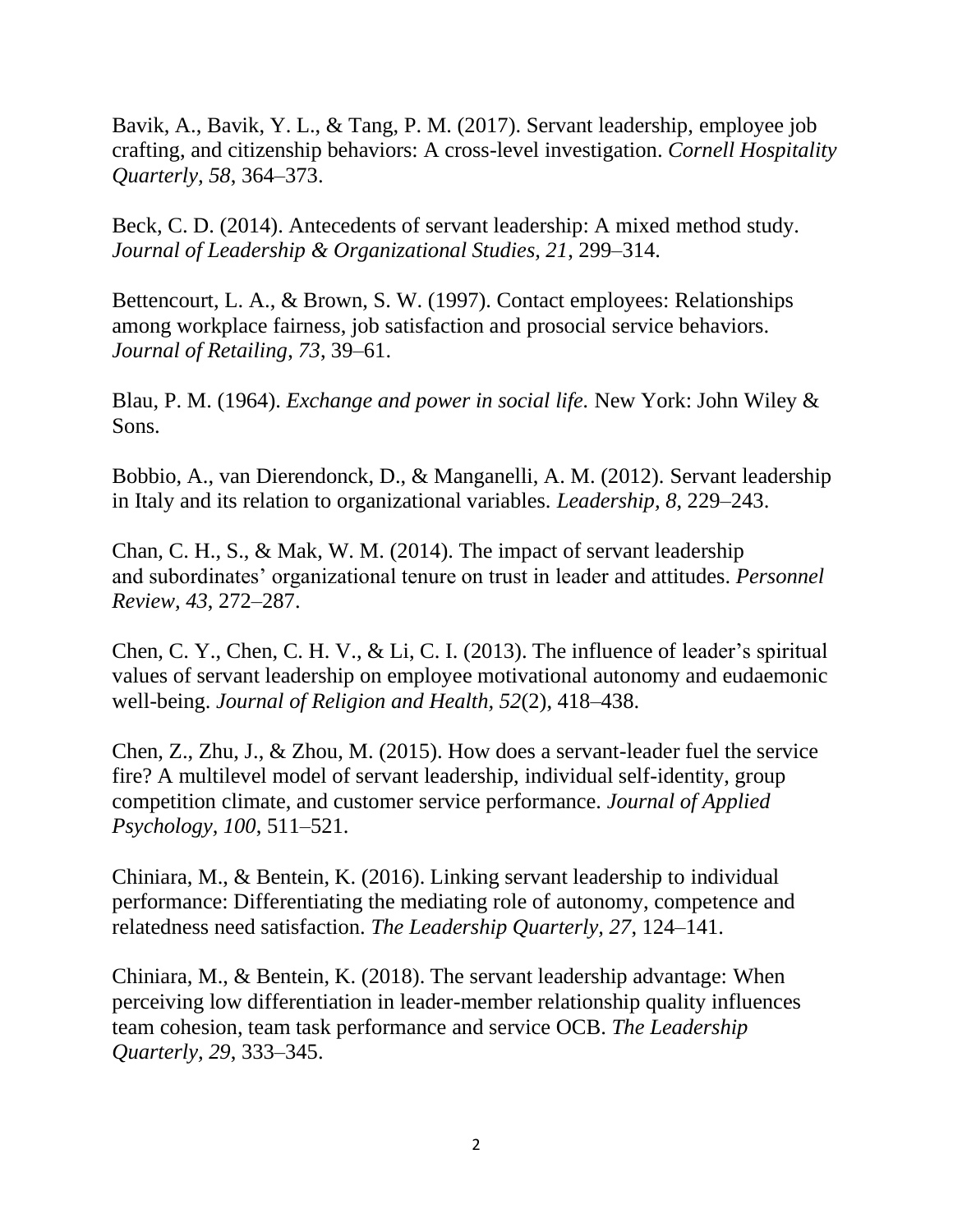Bavik, A., Bavik, Y. L., & Tang, P. M. (2017). Servant leadership, employee job crafting, and citizenship behaviors: A cross-level investigation. *Cornell Hospitality Quarterly, 58*, 364–373.

Beck, C. D. (2014). Antecedents of servant leadership: A mixed method study. *Journal of Leadership & Organizational Studies, 21*, 299–314.

Bettencourt, L. A., & Brown, S. W. (1997). Contact employees: Relationships among workplace fairness, job satisfaction and prosocial service behaviors. *Journal of Retailing, 73*, 39–61.

Blau, P. M. (1964). *Exchange and power in social life.* New York: John Wiley & Sons.

Bobbio, A., van Dierendonck, D., & Manganelli, A. M. (2012). Servant leadership in Italy and its relation to organizational variables. *Leadership, 8*, 229–243.

Chan, C. H., S., & Mak, W. M. (2014). The impact of servant leadership and subordinates' organizational tenure on trust in leader and attitudes. *Personnel Review, 43*, 272–287.

Chen, C. Y., Chen, C. H. V., & Li, C. I. (2013). The influence of leader's spiritual values of servant leadership on employee motivational autonomy and eudaemonic well-being. *Journal of Religion and Health, 52*(2), 418–438.

Chen, Z., Zhu, J., & Zhou, M. (2015). How does a servant-leader fuel the service fire? A multilevel model of servant leadership, individual self-identity, group competition climate, and customer service performance. *Journal of Applied Psychology, 100*, 511–521.

Chiniara, M., & Bentein, K. (2016). Linking servant leadership to individual performance: Differentiating the mediating role of autonomy, competence and relatedness need satisfaction. *The Leadership Quarterly, 27*, 124–141.

Chiniara, M., & Bentein, K. (2018). The servant leadership advantage: When perceiving low differentiation in leader-member relationship quality influences team cohesion, team task performance and service OCB. *The Leadership Quarterly, 29*, 333–345.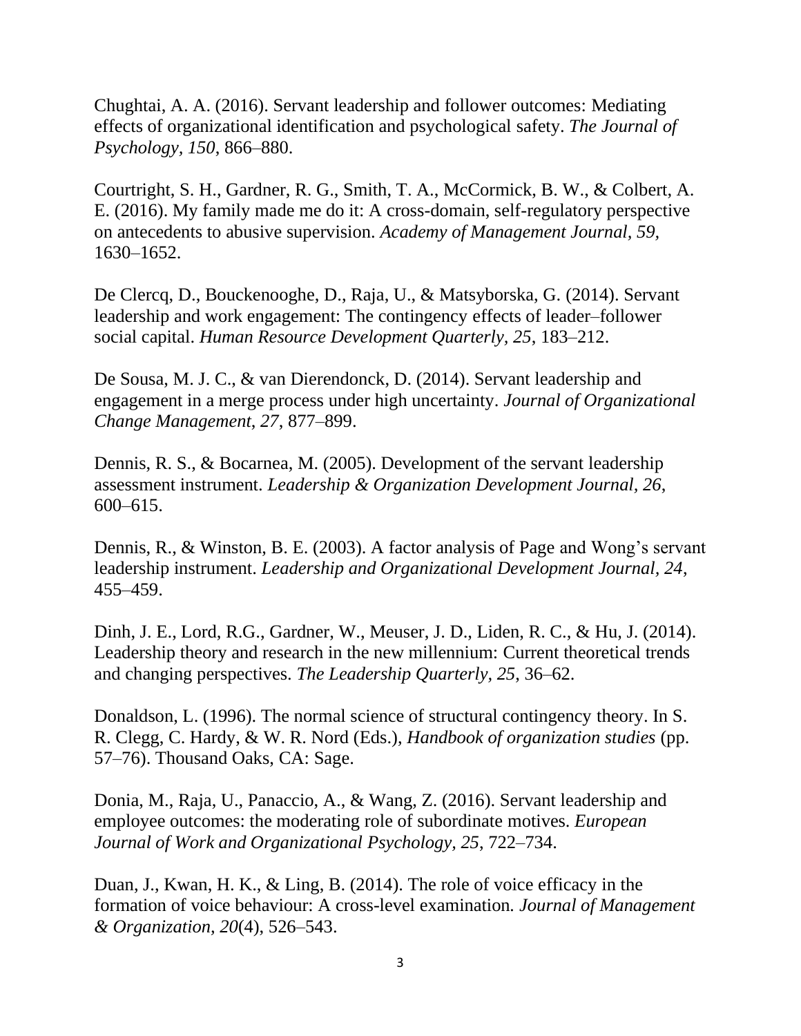Chughtai, A. A. (2016). Servant leadership and follower outcomes: Mediating effects of organizational identification and psychological safety. *The Journal of Psychology, 150*, 866–880.

Courtright, S. H., Gardner, R. G., Smith, T. A., McCormick, B. W., & Colbert, A. E. (2016). My family made me do it: A cross-domain, self-regulatory perspective on antecedents to abusive supervision. *Academy of Management Journal, 59,* 1630–1652.

De Clercq, D., Bouckenooghe, D., Raja, U., & Matsyborska, G. (2014). Servant leadership and work engagement: The contingency effects of leader–follower social capital. *Human Resource Development Quarterly, 25*, 183–212.

De Sousa, M. J. C., & van Dierendonck, D. (2014). Servant leadership and engagement in a merge process under high uncertainty. *Journal of Organizational Change Management, 27*, 877–899.

Dennis, R. S., & Bocarnea, M. (2005). Development of the servant leadership assessment instrument. *Leadership & Organization Development Journal, 26*, 600–615.

Dennis, R., & Winston, B. E. (2003). A factor analysis of Page and Wong's servant leadership instrument. *Leadership and Organizational Development Journal*, *24*, 455–459.

Dinh, J. E., Lord, R.G., Gardner, W., Meuser, J. D., Liden, R. C., & Hu, J. (2014). Leadership theory and research in the new millennium: Current theoretical trends and changing perspectives. *The Leadership Quarterly, 25*, 36–62.

Donaldson, L. (1996). The normal science of structural contingency theory. In S. R. Clegg, C. Hardy, & W. R. Nord (Eds.), *Handbook of organization studies* (pp. 57–76). Thousand Oaks, CA: Sage.

Donia, M., Raja, U., Panaccio, A., & Wang, Z. (2016). Servant leadership and employee outcomes: the moderating role of subordinate motives. *European Journal of Work and Organizational Psychology, 25*, 722–734.

Duan, J., Kwan, H. K., & Ling, B. (2014). The role of voice efficacy in the formation of voice behaviour: A cross-level examination*. Journal of Management & Organization, 20*(4), 526–543.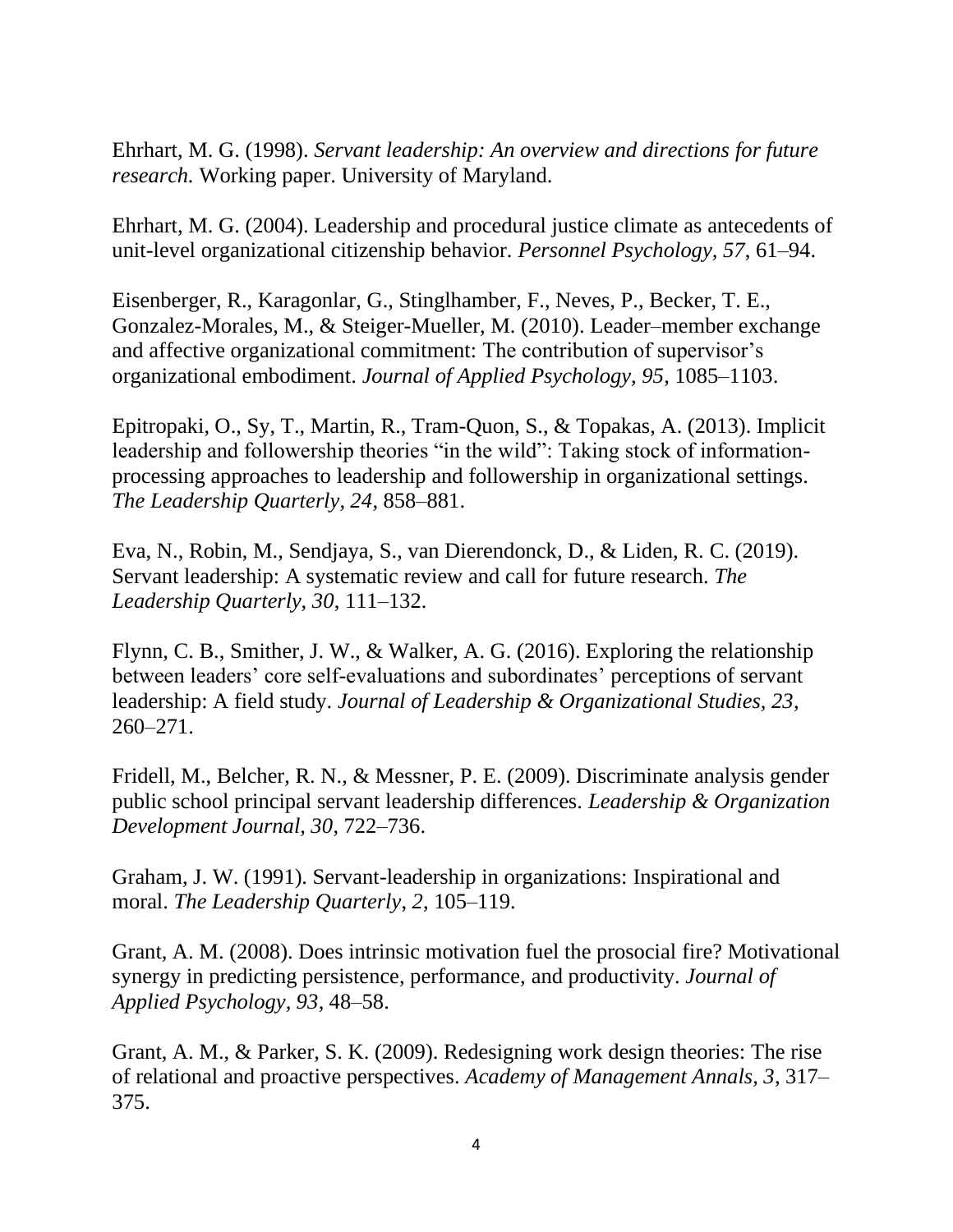Ehrhart, M. G. (1998). *Servant leadership: An overview and directions for future research.* Working paper. University of Maryland.

Ehrhart, M. G. (2004). Leadership and procedural justice climate as antecedents of unit-level organizational citizenship behavior. *Personnel Psychology*, *57*, 61–94.

Eisenberger, R., Karagonlar, G., Stinglhamber, F., Neves, P., Becker, T. E., Gonzalez-Morales, M., & Steiger-Mueller, M. (2010). Leader–member exchange and affective organizational commitment: The contribution of supervisor's organizational embodiment. *Journal of Applied Psychology*, *95*, 1085–1103.

Epitropaki, O., Sy, T., Martin, R., Tram-Quon, S., & Topakas, A. (2013). Implicit leadership and followership theories "in the wild": Taking stock of information-processing approaches to leadership and followership in organizational settings. *The Leadership Quarterly*, *24*, 858–881.

Eva, N., Robin, M., Sendjaya, S., van Dierendonck, D., & Liden, R. C. (2019). Servant leadership: A systematic review and call for future research. *The Leadership Quarterly*, *30*, 111–132.

Flynn, C. B., Smither, J. W., & Walker, A. G. (2016). Exploring the relationship between leaders' core self-evaluations and subordinates' perceptions of servant leadership: A field study. *Journal of Leadership & Organizational Studies, 23*, 260–271.

Fridell, M., Belcher, R. N., & Messner, P. E. (2009). Discriminate analysis gender public school principal servant leadership differences. *Leadership & Organization Development Journal, 30*, 722–736.

Graham, J. W. (1991). Servant-leadership in organizations: Inspirational and moral. *The Leadership Quarterly*, *2*, 105–119.

Grant, A. M. (2008). Does intrinsic motivation fuel the prosocial fire? Motivational synergy in predicting persistence, performance, and productivity. *Journal of Applied Psychology, 93*, 48–58.

Grant, A. M., & Parker, S. K. (2009). Redesigning work design theories: The rise of relational and proactive perspectives. *Academy of Management Annals, 3*, 317–375.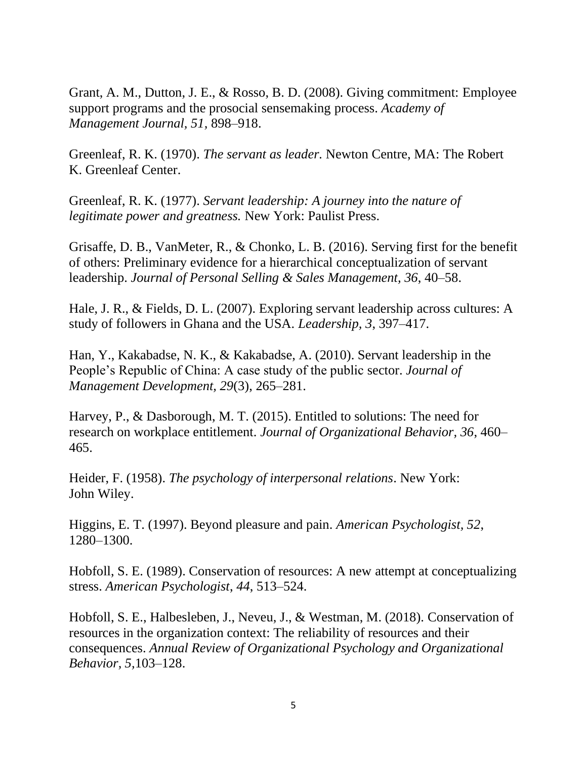Grant, A. M., Dutton, J. E., & Rosso, B. D. (2008). Giving commitment: Employee support programs and the prosocial sensemaking process. *Academy of Management Journal, 51,* 898–918.

Greenleaf, R. K. (1970). *The servant as leader.* Newton Centre, MA: The Robert K. Greenleaf Center.

Greenleaf, R. K. (1977). *Servant leadership: A journey into the nature of legitimate power and greatness.* New York: Paulist Press.

Grisaffe, D. B., VanMeter, R., & Chonko, L. B. (2016). Serving first for the benefit of others: Preliminary evidence for a hierarchical conceptualization of servant leadership. *Journal of Personal Selling & Sales Management*, *36*, 40–58.

Hale, J. R., & Fields, D. L. (2007). Exploring servant leadership across cultures: A study of followers in Ghana and the USA. *Leadership, 3,* 397–417.

Han, Y., Kakabadse, N. K., & Kakabadse, A. (2010). Servant leadership in the People's Republic of China: A case study of the public sector. *Journal of Management Development, 29*(3), 265–281.

Harvey, P., & Dasborough, M. T. (2015). Entitled to solutions: The need for research on workplace entitlement. *Journal of Organizational Behavior, 36*, 460–465.

Heider, F. (1958). *The psychology of interpersonal relations*. New York: John Wiley.

Higgins, E. T. (1997). Beyond pleasure and pain. *American Psychologist, 52*, 1280–1300.

Hobfoll, S. E. (1989). Conservation of resources: A new attempt at conceptualizing stress. *American Psychologist*, *44*, 513–524.

Hobfoll, S. E., Halbesleben, J., Neveu, J., & Westman, M. (2018). Conservation of resources in the organization context: The reliability of resources and their consequences. *Annual Review of Organizational Psychology and Organizational Behavior, 5,*103–128.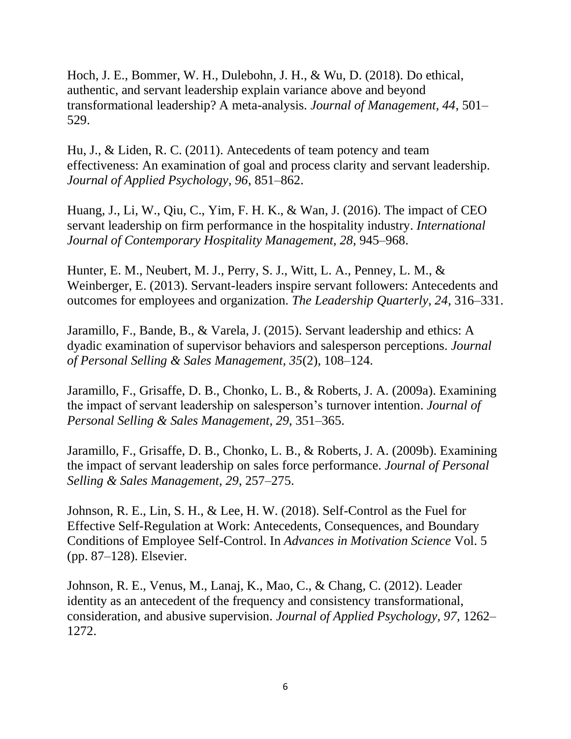Hoch, J. E., Bommer, W. H., Dulebohn, J. H., & Wu, D. (2018). Do ethical, authentic, and servant leadership explain variance above and beyond transformational leadership? A meta-analysis. *Journal of Management, 44*, 501–529.

Hu, J., & Liden, R. C. (2011). Antecedents of team potency and team effectiveness: An examination of goal and process clarity and servant leadership. *Journal of Applied Psychology, 96*, 851–862.

Huang, J., Li, W., Qiu, C., Yim, F. H. K., & Wan, J. (2016). The impact of CEO servant leadership on firm performance in the hospitality industry. *International Journal of Contemporary Hospitality Management, 28*, 945–968.

Hunter, E. M., Neubert, M. J., Perry, S. J., Witt, L. A., Penney, L. M., & Weinberger, E. (2013). Servant-leaders inspire servant followers: Antecedents and outcomes for employees and organization. *The Leadership Quarterly, 24*, 316–331.

Jaramillo, F., Bande, B., & Varela, J. (2015). Servant leadership and ethics: A dyadic examination of supervisor behaviors and salesperson perceptions. *Journal of Personal Selling & Sales Management, 35*(2), 108–124.

Jaramillo, F., Grisaffe, D. B., Chonko, L. B., & Roberts, J. A. (2009a). Examining the impact of servant leadership on salesperson's turnover intention. *Journal of Personal Selling & Sales Management, 29*, 351–365.

Jaramillo, F., Grisaffe, D. B., Chonko, L. B., & Roberts, J. A. (2009b). Examining the impact of servant leadership on sales force performance. *Journal of Personal Selling & Sales Management, 29*, 257–275.

Johnson, R. E., Lin, S. H., & Lee, H. W. (2018). Self-Control as the Fuel for Effective Self-Regulation at Work: Antecedents, Consequences, and Boundary Conditions of Employee Self-Control. In *Advances in Motivation Science* Vol. 5 (pp. 87–128). Elsevier.

Johnson, R. E., Venus, M., Lanaj, K., Mao, C., & Chang, C. (2012). Leader identity as an antecedent of the frequency and consistency transformational, consideration, and abusive supervision. *Journal of Applied Psychology, 97*, 1262–1272.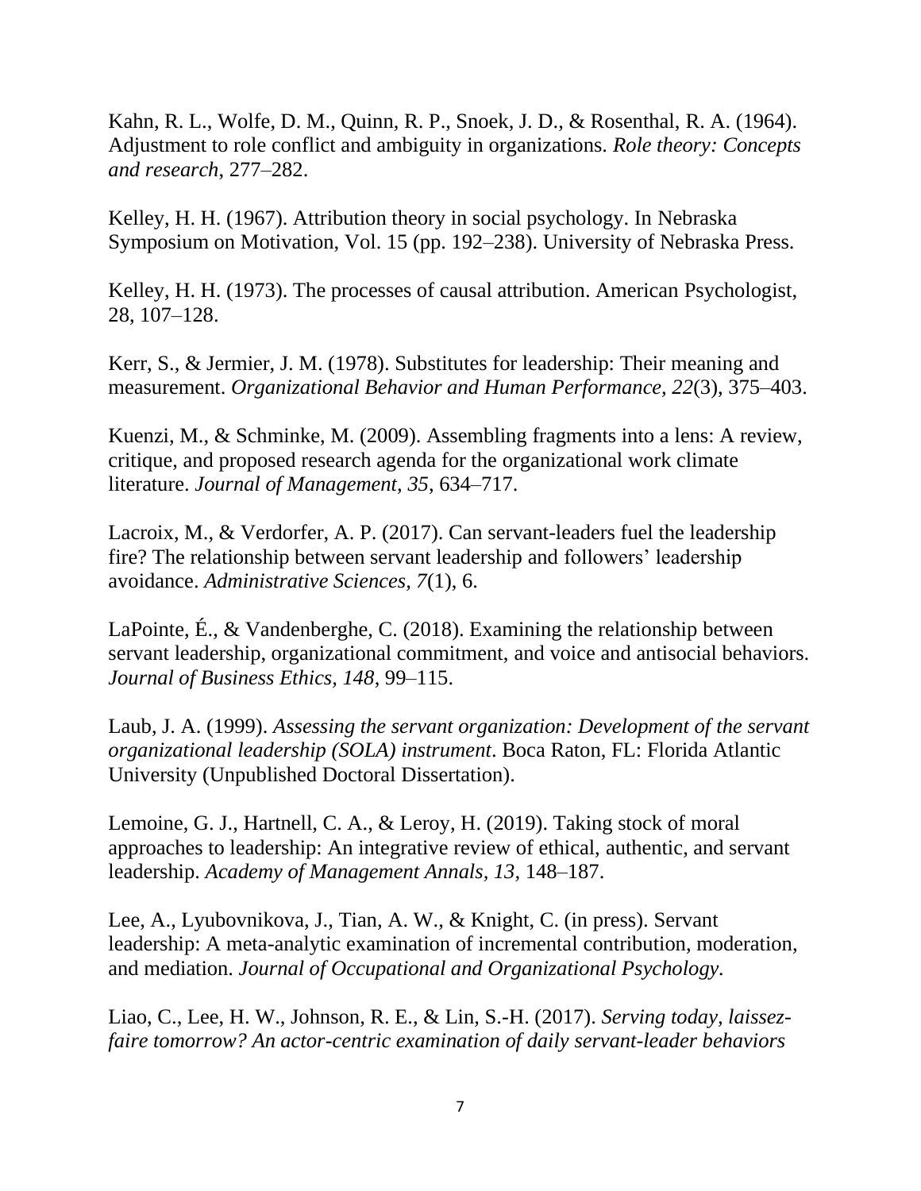Kahn, R. L., Wolfe, D. M., Quinn, R. P., Snoek, J. D., & Rosenthal, R. A. (1964). Adjustment to role conflict and ambiguity in organizations. *Role theory: Concepts and research*, 277–282.

Kelley, H. H. (1967). Attribution theory in social psychology. In Nebraska Symposium on Motivation, Vol. 15 (pp. 192–238). University of Nebraska Press.

Kelley, H. H. (1973). The processes of causal attribution. American Psychologist, 28, 107–128.

Kerr, S., & Jermier, J. M. (1978). Substitutes for leadership: Their meaning and measurement. *Organizational Behavior and Human Performance, 22*(3), 375–403.

Kuenzi, M., & Schminke, M. (2009). Assembling fragments into a lens: A review, critique, and proposed research agenda for the organizational work climate literature. *Journal of Management, 35*, 634–717.

Lacroix, M., & Verdorfer, A. P. (2017). Can servant-leaders fuel the leadership fire? The relationship between servant leadership and followers' leadership avoidance. *Administrative Sciences, 7*(1), 6.

LaPointe, É., & Vandenberghe, C. (2018). Examining the relationship between servant leadership, organizational commitment, and voice and antisocial behaviors. *Journal of Business Ethics, 148*, 99–115.

Laub, J. A. (1999). *Assessing the servant organization: Development of the servant organizational leadership (SOLA) instrument*. Boca Raton, FL: Florida Atlantic University (Unpublished Doctoral Dissertation).

Lemoine, G. J., Hartnell, C. A., & Leroy, H. (2019). Taking stock of moral approaches to leadership: An integrative review of ethical, authentic, and servant leadership. *Academy of Management Annals, 13*, 148–187.

Lee, A., Lyubovnikova, J., Tian, A. W., & Knight, C. (in press). Servant leadership: A meta-analytic examination of incremental contribution, moderation, and mediation. *Journal of Occupational and Organizational Psychology*.

Liao, C., Lee, H. W., Johnson, R. E., & Lin, S.-H. (2017). *Serving today, laissez-faire tomorrow? An actor-centric examination of daily servant-leader behaviors*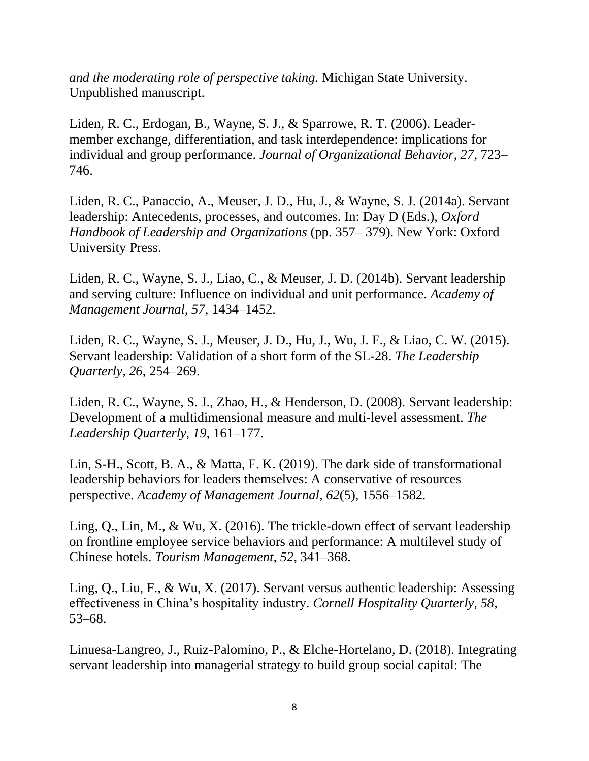*and the moderating role of perspective taking.* Michigan State University. Unpublished manuscript.

Liden, R. C., Erdogan, B., Wayne, S. J., & Sparrowe, R. T. (2006). Leader-member exchange, differentiation, and task interdependence: implications for individual and group performance. *Journal of Organizational Behavior, 27*, 723–746.

Liden, R. C., Panaccio, A., Meuser, J. D., Hu, J., & Wayne, S. J. (2014a). Servant leadership: Antecedents, processes, and outcomes. In: Day D (Eds.), *Oxford Handbook of Leadership and Organizations* (pp. 357– 379). New York: Oxford University Press.

Liden, R. C., Wayne, S. J., Liao, C., & Meuser, J. D. (2014b). Servant leadership and serving culture: Influence on individual and unit performance. *Academy of Management Journal, 57*, 1434–1452.

Liden, R. C., Wayne, S. J., Meuser, J. D., Hu, J., Wu, J. F., & Liao, C. W. (2015). Servant leadership: Validation of a short form of the SL-28. *The Leadership Quarterly, 26*, 254–269.

Liden, R. C., Wayne, S. J., Zhao, H., & Henderson, D. (2008). Servant leadership: Development of a multidimensional measure and multi-level assessment. *The Leadership Quarterly, 19*, 161–177.

Lin, S-H., Scott, B. A., & Matta, F. K. (2019). The dark side of transformational leadership behaviors for leaders themselves: A conservative of resources perspective. *Academy of Management Journal, 62*(5), 1556–1582.

Ling, Q., Lin, M., & Wu, X. (2016). The trickle-down effect of servant leadership on frontline employee service behaviors and performance: A multilevel study of Chinese hotels. *Tourism Management, 52*, 341–368.

Ling, Q., Liu, F., & Wu, X. (2017). Servant versus authentic leadership: Assessing effectiveness in China's hospitality industry. *Cornell Hospitality Quarterly, 58*, 53–68.

Linuesa-Langreo, J., Ruiz-Palomino, P., & Elche-Hortelano, D. (2018). Integrating servant leadership into managerial strategy to build group social capital: The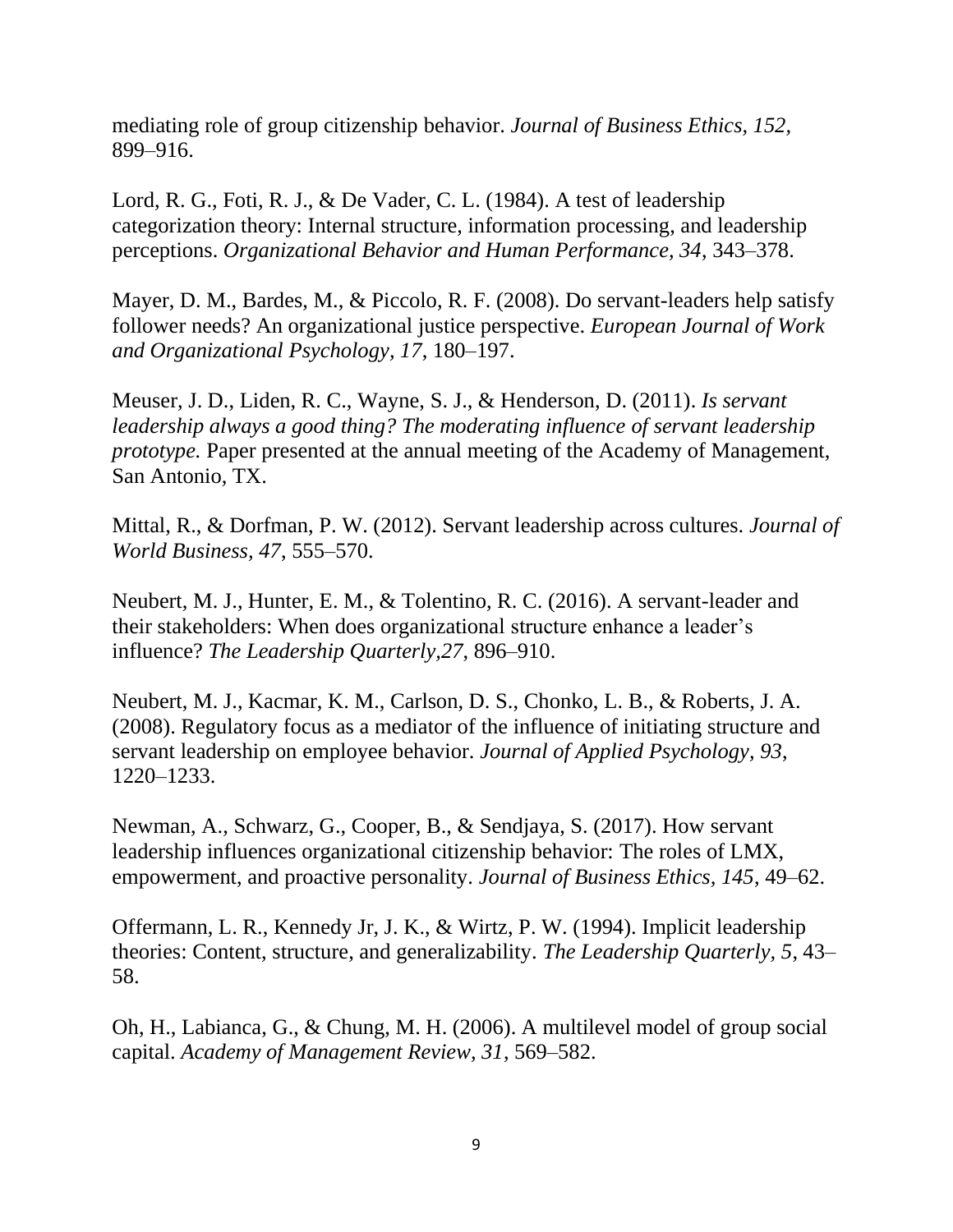mediating role of group citizenship behavior. *Journal of Business Ethics, 152*, 899–916.

Lord, R. G., Foti, R. J., & De Vader, C. L. (1984). A test of leadership categorization theory: Internal structure, information processing, and leadership perceptions. *Organizational Behavior and Human Performance, 34*, 343–378.

Mayer, D. M., Bardes, M., & Piccolo, R. F. (2008). Do servant-leaders help satisfy follower needs? An organizational justice perspective. *European Journal of Work and Organizational Psychology, 17*, 180–197.

Meuser, J. D., Liden, R. C., Wayne, S. J., & Henderson, D. (2011). *Is servant leadership always a good thing? The moderating influence of servant leadership prototype.* Paper presented at the annual meeting of the Academy of Management, San Antonio, TX.

Mittal, R., & Dorfman, P. W. (2012). Servant leadership across cultures. *Journal of World Business, 47*, 555–570.

Neubert, M. J., Hunter, E. M., & Tolentino, R. C. (2016). A servant-leader and their stakeholders: When does organizational structure enhance a leader's influence? *The Leadership Quarterly,27*, 896–910.

Neubert, M. J., Kacmar, K. M., Carlson, D. S., Chonko, L. B., & Roberts, J. A. (2008). Regulatory focus as a mediator of the influence of initiating structure and servant leadership on employee behavior. *Journal of Applied Psychology, 93*, 1220–1233.

Newman, A., Schwarz, G., Cooper, B., & Sendjaya, S. (2017). How servant leadership influences organizational citizenship behavior: The roles of LMX, empowerment, and proactive personality. *Journal of Business Ethics, 145*, 49–62.

Offermann, L. R., Kennedy Jr, J. K., & Wirtz, P. W. (1994). Implicit leadership theories: Content, structure, and generalizability. *The Leadership Quarterly, 5*, 43–58.

Oh, H., Labianca, G., & Chung, M. H. (2006). A multilevel model of group social capital. *Academy of Management Review, 31*, 569–582.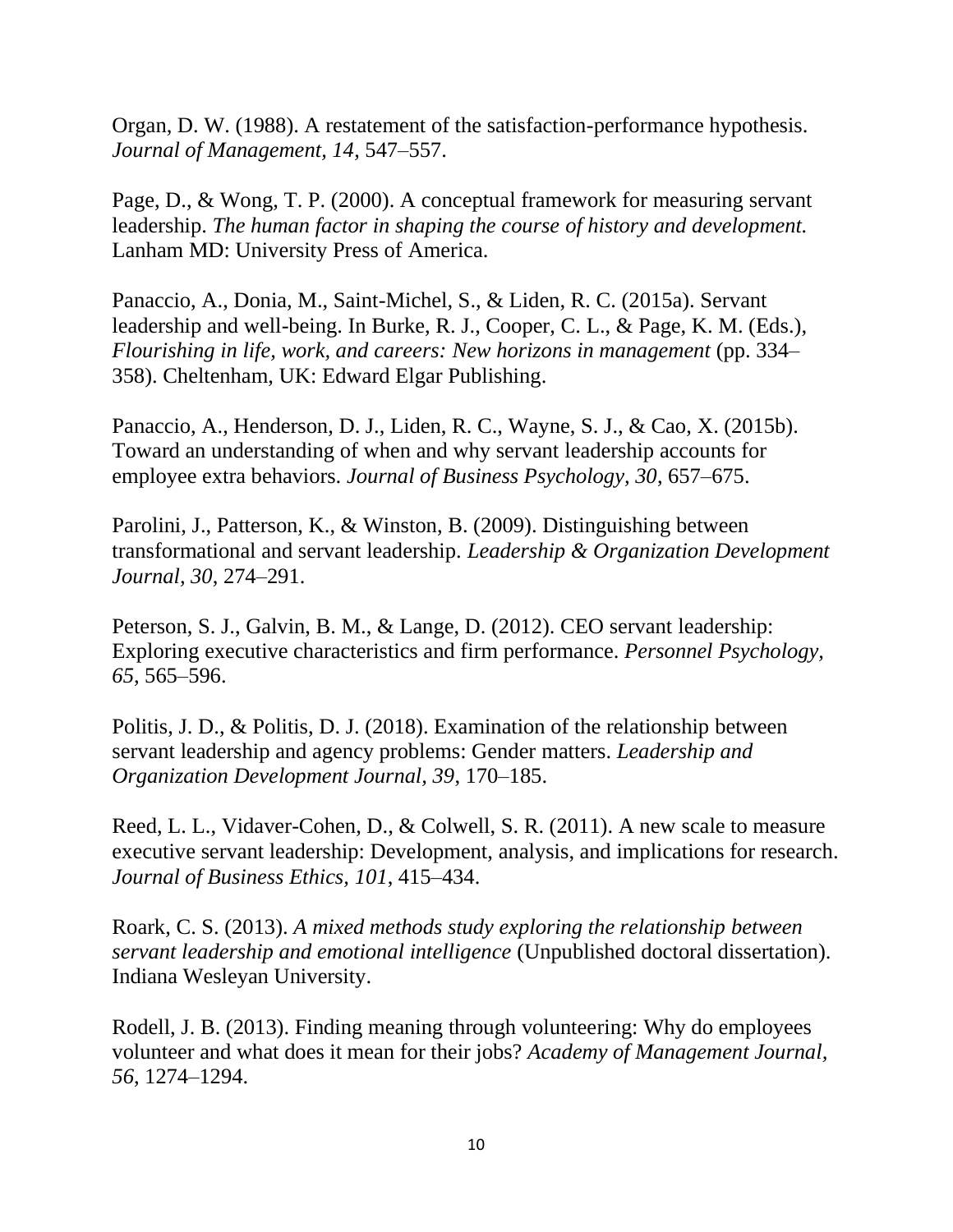Organ, D. W. (1988). A restatement of the satisfaction-performance hypothesis. *Journal of Management, 14*, 547–557.

Page, D., & Wong, T. P. (2000). A conceptual framework for measuring servant leadership. *The human factor in shaping the course of history and development.* Lanham MD: University Press of America.

Panaccio, A., Donia, M., Saint-Michel, S., & Liden, R. C. (2015a). Servant leadership and well-being. In Burke, R. J., Cooper, C. L., & Page, K. M. (Eds.), *Flourishing in life, work, and careers: New horizons in management* (pp. 334–358). Cheltenham, UK: Edward Elgar Publishing.

Panaccio, A., Henderson, D. J., Liden, R. C., Wayne, S. J., & Cao, X. (2015b). Toward an understanding of when and why servant leadership accounts for employee extra behaviors. *Journal of Business Psychology, 30*, 657–675.

Parolini, J., Patterson, K., & Winston, B. (2009). Distinguishing between transformational and servant leadership. *Leadership & Organization Development Journal, 30*, 274–291.

Peterson, S. J., Galvin, B. M., & Lange, D. (2012). CEO servant leadership: Exploring executive characteristics and firm performance. *Personnel Psychology, 65*, 565–596.

Politis, J. D., & Politis, D. J. (2018). Examination of the relationship between servant leadership and agency problems: Gender matters. *Leadership and Organization Development Journal, 39*, 170–185.

Reed, L. L., Vidaver-Cohen, D., & Colwell, S. R. (2011). A new scale to measure executive servant leadership: Development, analysis, and implications for research. *Journal of Business Ethics, 101*, 415–434.

Roark, C. S. (2013). *A mixed methods study exploring the relationship between servant leadership and emotional intelligence* (Unpublished doctoral dissertation). Indiana Wesleyan University.

Rodell, J. B. (2013). Finding meaning through volunteering: Why do employees volunteer and what does it mean for their jobs? *Academy of Management Journal, 56*, 1274–1294.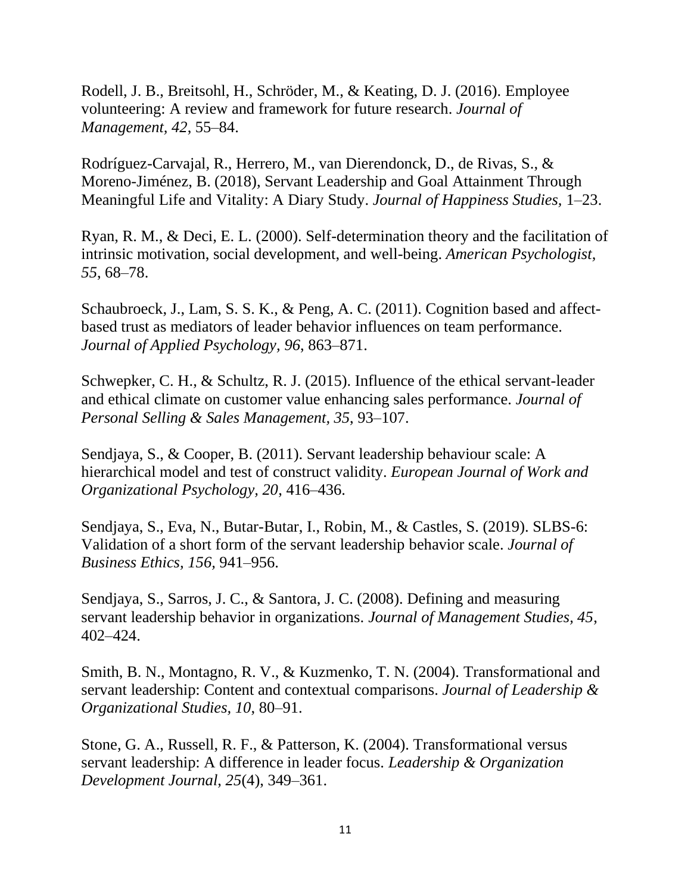Rodell, J. B., Breitsohl, H., Schröder, M., & Keating, D. J. (2016). Employee volunteering: A review and framework for future research. *Journal of Management*, *42*, 55–84.

Rodríguez-Carvajal, R., Herrero, M., van Dierendonck, D., de Rivas, S., & Moreno-Jiménez, B. (2018), Servant Leadership and Goal Attainment Through Meaningful Life and Vitality: A Diary Study. *Journal of Happiness Studies,* 1–23.

Ryan, R. M., & Deci, E. L. (2000). Self-determination theory and the facilitation of intrinsic motivation, social development, and well-being. *American Psychologist, 55,* 68–78.

Schaubroeck, J., Lam, S. S. K., & Peng, A. C. (2011). Cognition based and affect-based trust as mediators of leader behavior influences on team performance. *Journal of Applied Psychology, 96*, 863–871.

Schwepker, C. H., & Schultz, R. J. (2015). Influence of the ethical servant-leader and ethical climate on customer value enhancing sales performance. *Journal of Personal Selling & Sales Management*, *35*, 93–107.

Sendjaya, S., & Cooper, B. (2011). Servant leadership behaviour scale: A hierarchical model and test of construct validity. *European Journal of Work and Organizational Psychology, 20*, 416–436.

Sendjaya, S., Eva, N., Butar-Butar, I., Robin, M., & Castles, S. (2019). SLBS-6: Validation of a short form of the servant leadership behavior scale. *Journal of Business Ethics, 156,* 941–956.

Sendjaya, S., Sarros, J. C., & Santora, J. C. (2008). Defining and measuring servant leadership behavior in organizations. *Journal of Management Studies, 45*, 402–424.

Smith, B. N., Montagno, R. V., & Kuzmenko, T. N. (2004). Transformational and servant leadership: Content and contextual comparisons. *Journal of Leadership & Organizational Studies, 10*, 80–91.

Stone, G. A., Russell, R. F., & Patterson, K. (2004). Transformational versus servant leadership: A difference in leader focus. *Leadership & Organization Development Journal*, *25*(4), 349–361.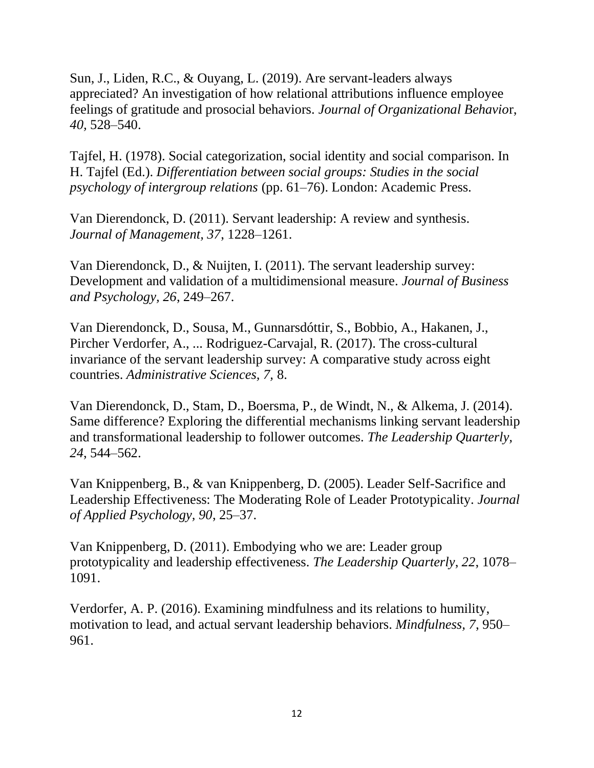Sun, J., Liden, R.C., & Ouyang, L. (2019). Are servant-leaders always appreciated? An investigation of how relational attributions influence employee feelings of gratitude and prosocial behaviors. *Journal of Organizational Behavior*, *40*, 528–540.

Tajfel, H. (1978). Social categorization, social identity and social comparison. In H. Tajfel (Ed.). *Differentiation between social groups: Studies in the social psychology of intergroup relations* (pp. 61–76). London: Academic Press.

Van Dierendonck, D. (2011). Servant leadership: A review and synthesis. *Journal of Management*, *37*, 1228–1261.

Van Dierendonck, D., & Nuijten, I. (2011). The servant leadership survey: Development and validation of a multidimensional measure. *Journal of Business and Psychology*, *26*, 249–267.

Van Dierendonck, D., Sousa, M., Gunnarsdóttir, S., Bobbio, A., Hakanen, J., Pircher Verdorfer, A., ... Rodriguez-Carvajal, R. (2017). The cross-cultural invariance of the servant leadership survey: A comparative study across eight countries. *Administrative Sciences*, *7*, 8.

Van Dierendonck, D., Stam, D., Boersma, P., de Windt, N., & Alkema, J. (2014). Same difference? Exploring the differential mechanisms linking servant leadership and transformational leadership to follower outcomes. *The Leadership Quarterly*, *24*, 544–562.

Van Knippenberg, B., & van Knippenberg, D. (2005). Leader Self-Sacrifice and Leadership Effectiveness: The Moderating Role of Leader Prototypicality. *Journal of Applied Psychology*, *90*, 25–37.

Van Knippenberg, D. (2011). Embodying who we are: Leader group prototypicality and leadership effectiveness. *The Leadership Quarterly*, *22*, 1078–1091.

Verdorfer, A. P. (2016). Examining mindfulness and its relations to humility, motivation to lead, and actual servant leadership behaviors. *Mindfulness*, *7*, 950–961.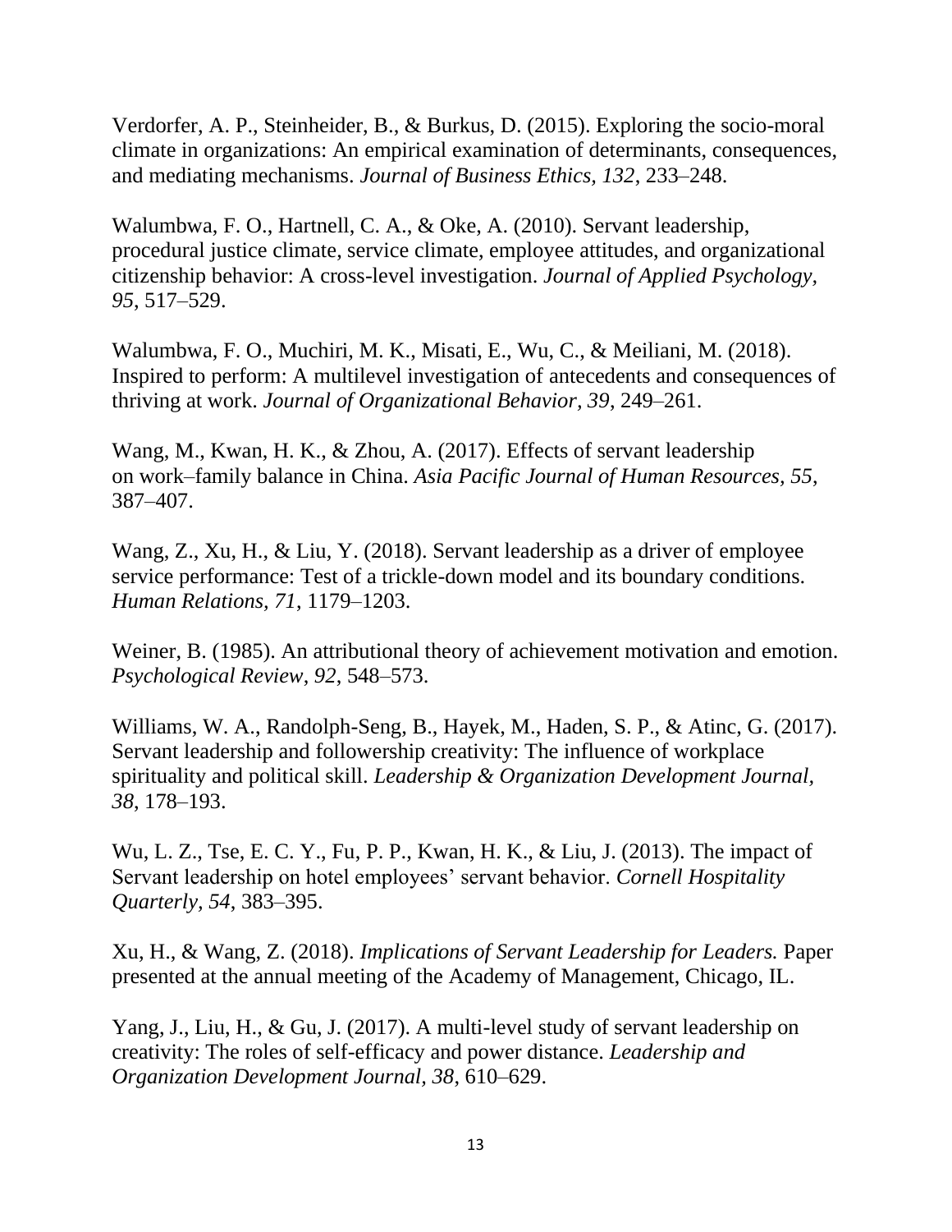Verdorfer, A. P., Steinheider, B., & Burkus, D. (2015). Exploring the socio-moral climate in organizations: An empirical examination of determinants, consequences, and mediating mechanisms. *Journal of Business Ethics, 132*, 233–248.

Walumbwa, F. O., Hartnell, C. A., & Oke, A. (2010). Servant leadership, procedural justice climate, service climate, employee attitudes, and organizational citizenship behavior: A cross-level investigation. *Journal of Applied Psychology, 95*, 517–529.

Walumbwa, F. O., Muchiri, M. K., Misati, E., Wu, C., & Meiliani, M. (2018). Inspired to perform: A multilevel investigation of antecedents and consequences of thriving at work. *Journal of Organizational Behavior, 39*, 249–261.

Wang, M., Kwan, H. K., & Zhou, A. (2017). Effects of servant leadership on work–family balance in China. *Asia Pacific Journal of Human Resources, 55*, 387–407.

Wang, Z., Xu, H., & Liu, Y. (2018). Servant leadership as a driver of employee service performance: Test of a trickle-down model and its boundary conditions. *Human Relations, 71*, 1179–1203.

Weiner, B. (1985). An attributional theory of achievement motivation and emotion. *Psychological Review*, *92*, 548–573.

Williams, W. A., Randolph-Seng, B., Hayek, M., Haden, S. P., & Atinc, G. (2017). Servant leadership and followership creativity: The influence of workplace spirituality and political skill. *Leadership & Organization Development Journal, 38*, 178–193.

Wu, L. Z., Tse, E. C. Y., Fu, P. P., Kwan, H. K., & Liu, J. (2013). The impact of Servant leadership on hotel employees' servant behavior. *Cornell Hospitality Quarterly, 54*, 383–395.

Xu, H., & Wang, Z. (2018). *Implications of Servant Leadership for Leaders.* Paper presented at the annual meeting of the Academy of Management, Chicago, IL.

Yang, J., Liu, H., & Gu, J. (2017). A multi-level study of servant leadership on creativity: The roles of self-efficacy and power distance. *Leadership and Organization Development Journal, 38*, 610–629.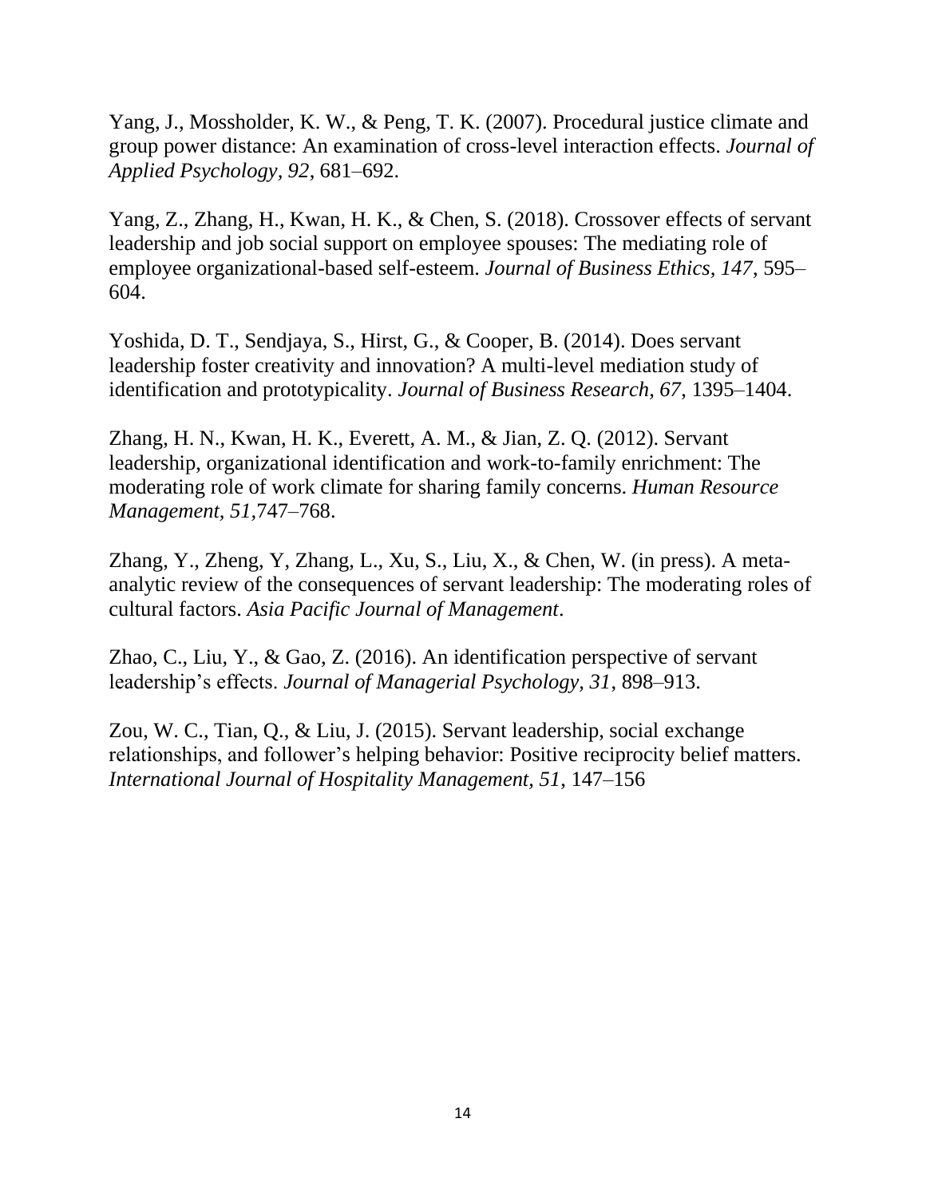Yang, J., Mossholder, K. W., & Peng, T. K. (2007). Procedural justice climate and group power distance: An examination of cross-level interaction effects. *Journal of Applied Psychology, 92*, 681–692.

Yang, Z., Zhang, H., Kwan, H. K., & Chen, S. (2018). Crossover effects of servant leadership and job social support on employee spouses: The mediating role of employee organizational-based self-esteem. *Journal of Business Ethics, 147*, 595–604.

Yoshida, D. T., Sendjaya, S., Hirst, G., & Cooper, B. (2014). Does servant leadership foster creativity and innovation? A multi-level mediation study of identification and prototypicality. *Journal of Business Research, 67*, 1395–1404.

Zhang, H. N., Kwan, H. K., Everett, A. M., & Jian, Z. Q. (2012). Servant leadership, organizational identification and work-to-family enrichment: The moderating role of work climate for sharing family concerns. *Human Resource Management, 51,*747–768.

Zhang, Y., Zheng, Y, Zhang, L., Xu, S., Liu, X., & Chen, W. (in press). A meta-analytic review of the consequences of servant leadership: The moderating roles of cultural factors. *Asia Pacific Journal of Management*.

Zhao, C., Liu, Y., & Gao, Z. (2016). An identification perspective of servant leadership's effects. *Journal of Managerial Psychology, 31*, 898–913.

Zou, W. C., Tian, Q., & Liu, J. (2015). Servant leadership, social exchange relationships, and follower's helping behavior: Positive reciprocity belief matters. *International Journal of Hospitality Management, 51*, 147–156